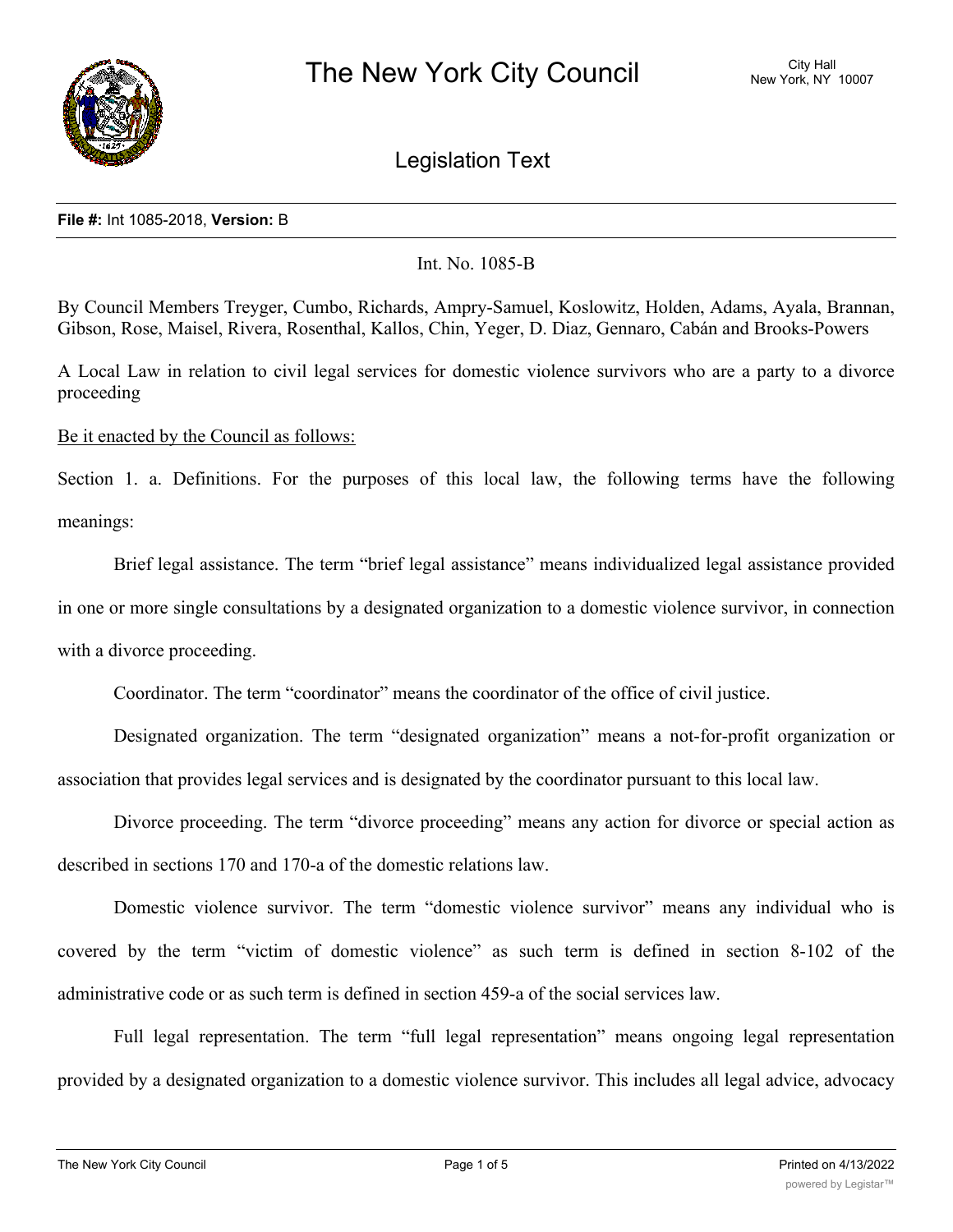# The New York City Council

City Hall
New York, NY 10007

## Legislation Text

**File #:** Int 1085-2018, **Version:** B

Int. No. 1085-B

By Council Members Treyger, Cumbo, Richards, Ampry-Samuel, Koslowitz, Holden, Adams, Ayala, Brannan, Gibson, Rose, Maisel, Rivera, Rosenthal, Kallos, Chin, Yeger, D. Diaz, Gennaro, Cabán and Brooks-Powers

A Local Law in relation to civil legal services for domestic violence survivors who are a party to a divorce proceeding

Be it enacted by the Council as follows:

Section 1. a. Definitions. For the purposes of this local law, the following terms have the following meanings:

Brief legal assistance. The term "brief legal assistance" means individualized legal assistance provided in one or more single consultations by a designated organization to a domestic violence survivor, in connection with a divorce proceeding.

Coordinator. The term "coordinator" means the coordinator of the office of civil justice.

Designated organization. The term "designated organization" means a not-for-profit organization or association that provides legal services and is designated by the coordinator pursuant to this local law.

Divorce proceeding. The term "divorce proceeding" means any action for divorce or special action as described in sections 170 and 170-a of the domestic relations law.

Domestic violence survivor. The term "domestic violence survivor" means any individual who is covered by the term "victim of domestic violence" as such term is defined in section 8-102 of the administrative code or as such term is defined in section 459-a of the social services law.

Full legal representation. The term "full legal representation" means ongoing legal representation provided by a designated organization to a domestic violence survivor. This includes all legal advice, advocacy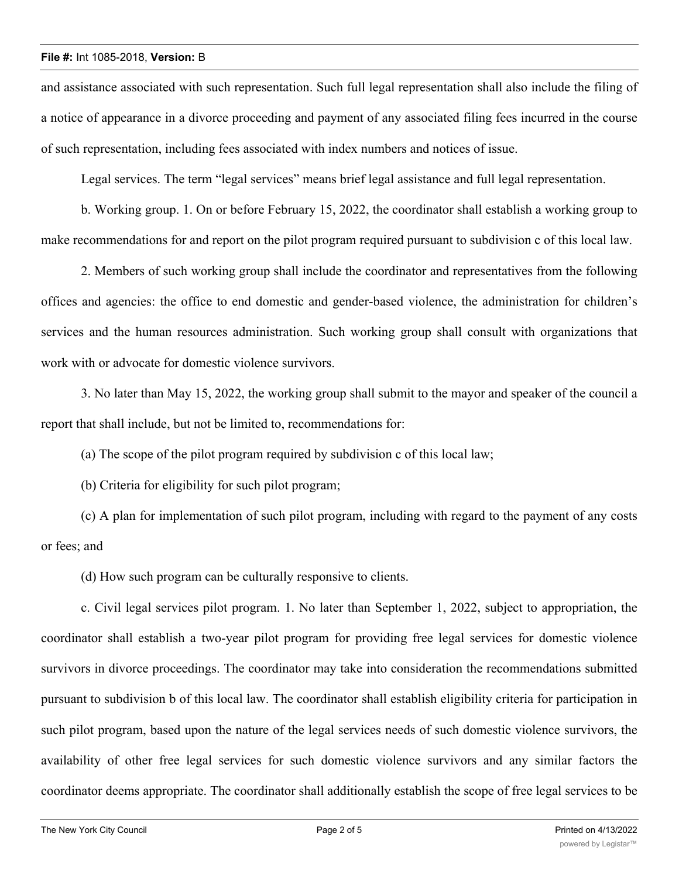and assistance associated with such representation. Such full legal representation shall also include the filing of a notice of appearance in a divorce proceeding and payment of any associated filing fees incurred in the course of such representation, including fees associated with index numbers and notices of issue.

Legal services. The term "legal services" means brief legal assistance and full legal representation.

b. Working group. 1. On or before February 15, 2022, the coordinator shall establish a working group to make recommendations for and report on the pilot program required pursuant to subdivision c of this local law.

2. Members of such working group shall include the coordinator and representatives from the following offices and agencies: the office to end domestic and gender-based violence, the administration for children's services and the human resources administration. Such working group shall consult with organizations that work with or advocate for domestic violence survivors.

3. No later than May 15, 2022, the working group shall submit to the mayor and speaker of the council a report that shall include, but not be limited to, recommendations for:

(a) The scope of the pilot program required by subdivision c of this local law;

(b) Criteria for eligibility for such pilot program;

(c) A plan for implementation of such pilot program, including with regard to the payment of any costs or fees; and

(d) How such program can be culturally responsive to clients.

c. Civil legal services pilot program. 1. No later than September 1, 2022, subject to appropriation, the coordinator shall establish a two-year pilot program for providing free legal services for domestic violence survivors in divorce proceedings. The coordinator may take into consideration the recommendations submitted pursuant to subdivision b of this local law. The coordinator shall establish eligibility criteria for participation in such pilot program, based upon the nature of the legal services needs of such domestic violence survivors, the availability of other free legal services for such domestic violence survivors and any similar factors the coordinator deems appropriate. The coordinator shall additionally establish the scope of free legal services to be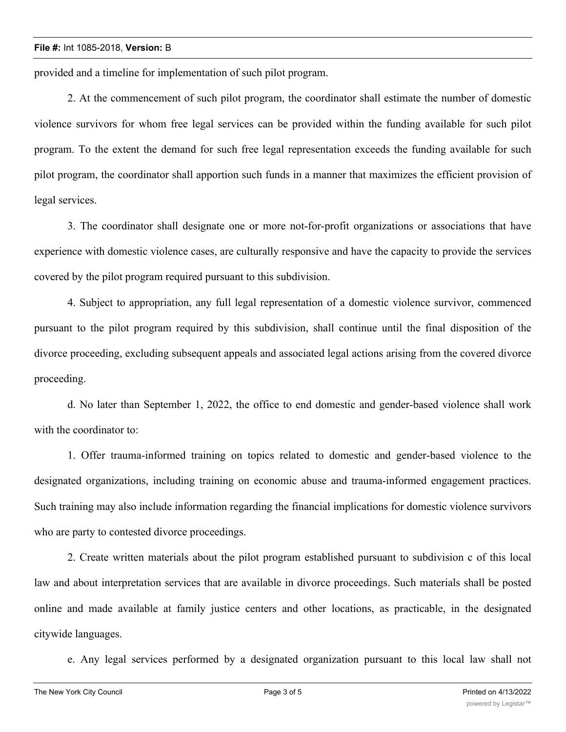provided and a timeline for implementation of such pilot program.

2. At the commencement of such pilot program, the coordinator shall estimate the number of domestic violence survivors for whom free legal services can be provided within the funding available for such pilot program. To the extent the demand for such free legal representation exceeds the funding available for such pilot program, the coordinator shall apportion such funds in a manner that maximizes the efficient provision of legal services.

3. The coordinator shall designate one or more not-for-profit organizations or associations that have experience with domestic violence cases, are culturally responsive and have the capacity to provide the services covered by the pilot program required pursuant to this subdivision.

4. Subject to appropriation, any full legal representation of a domestic violence survivor, commenced pursuant to the pilot program required by this subdivision, shall continue until the final disposition of the divorce proceeding, excluding subsequent appeals and associated legal actions arising from the covered divorce proceeding.

d. No later than September 1, 2022, the office to end domestic and gender-based violence shall work with the coordinator to:

1. Offer trauma-informed training on topics related to domestic and gender-based violence to the designated organizations, including training on economic abuse and trauma-informed engagement practices. Such training may also include information regarding the financial implications for domestic violence survivors who are party to contested divorce proceedings.

2. Create written materials about the pilot program established pursuant to subdivision c of this local law and about interpretation services that are available in divorce proceedings. Such materials shall be posted online and made available at family justice centers and other locations, as practicable, in the designated citywide languages.

e. Any legal services performed by a designated organization pursuant to this local law shall not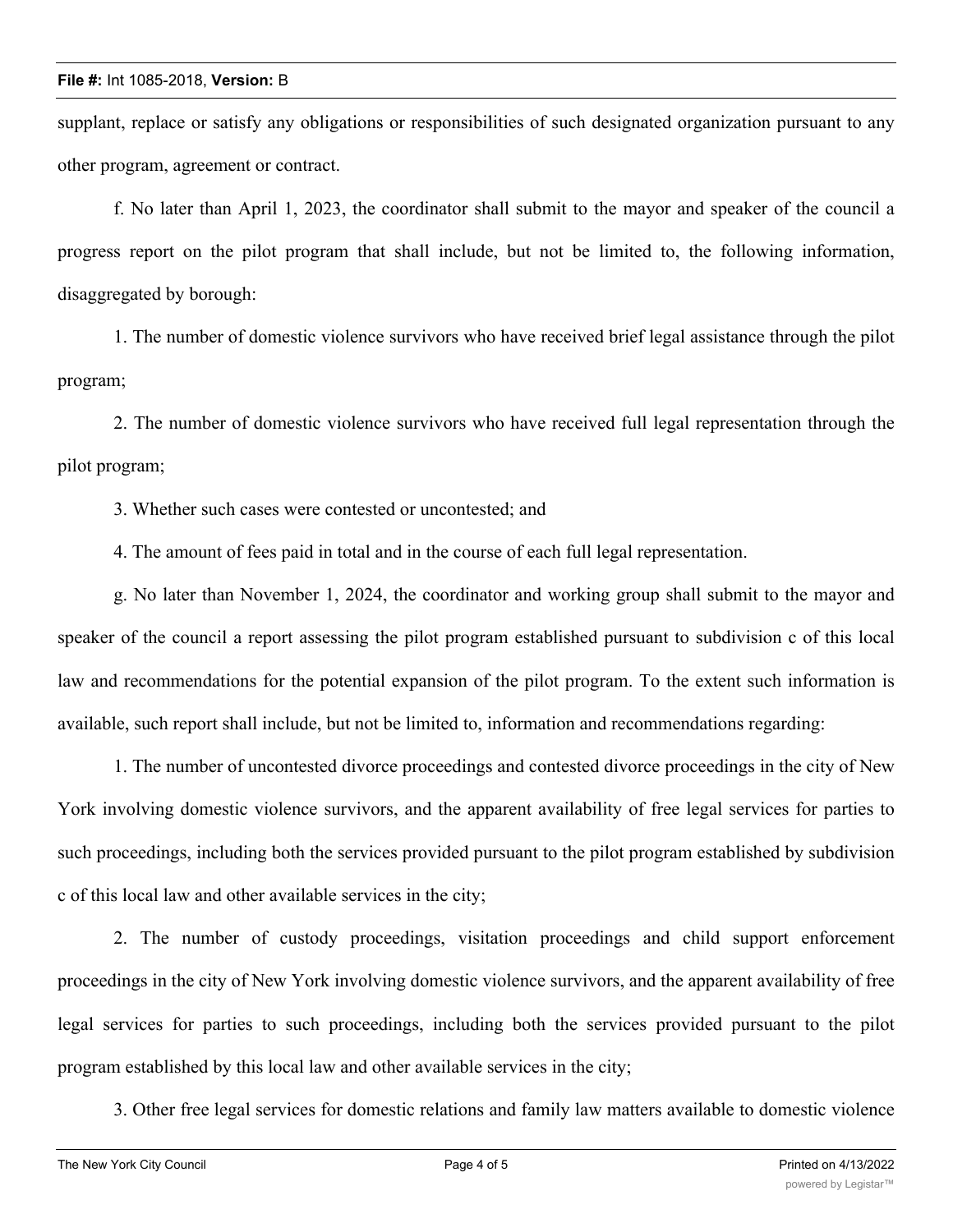supplant, replace or satisfy any obligations or responsibilities of such designated organization pursuant to any other program, agreement or contract.

f. No later than April 1, 2023, the coordinator shall submit to the mayor and speaker of the council a progress report on the pilot program that shall include, but not be limited to, the following information, disaggregated by borough:

1. The number of domestic violence survivors who have received brief legal assistance through the pilot program;

2. The number of domestic violence survivors who have received full legal representation through the pilot program;

3. Whether such cases were contested or uncontested; and

4. The amount of fees paid in total and in the course of each full legal representation.

g. No later than November 1, 2024, the coordinator and working group shall submit to the mayor and speaker of the council a report assessing the pilot program established pursuant to subdivision c of this local law and recommendations for the potential expansion of the pilot program. To the extent such information is available, such report shall include, but not be limited to, information and recommendations regarding:

1. The number of uncontested divorce proceedings and contested divorce proceedings in the city of New York involving domestic violence survivors, and the apparent availability of free legal services for parties to such proceedings, including both the services provided pursuant to the pilot program established by subdivision c of this local law and other available services in the city;

2. The number of custody proceedings, visitation proceedings and child support enforcement proceedings in the city of New York involving domestic violence survivors, and the apparent availability of free legal services for parties to such proceedings, including both the services provided pursuant to the pilot program established by this local law and other available services in the city;

3. Other free legal services for domestic relations and family law matters available to domestic violence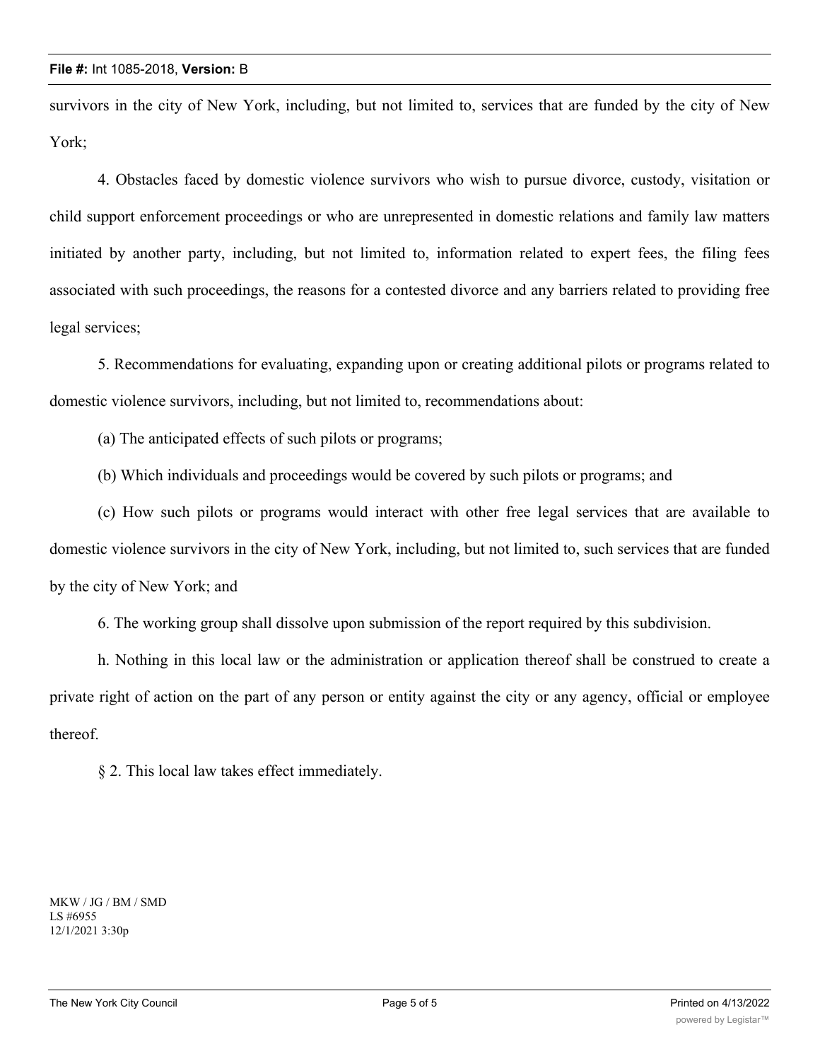survivors in the city of New York, including, but not limited to, services that are funded by the city of New York;

4. Obstacles faced by domestic violence survivors who wish to pursue divorce, custody, visitation or child support enforcement proceedings or who are unrepresented in domestic relations and family law matters initiated by another party, including, but not limited to, information related to expert fees, the filing fees associated with such proceedings, the reasons for a contested divorce and any barriers related to providing free legal services;

5. Recommendations for evaluating, expanding upon or creating additional pilots or programs related to domestic violence survivors, including, but not limited to, recommendations about:

(a) The anticipated effects of such pilots or programs;

(b) Which individuals and proceedings would be covered by such pilots or programs; and

(c) How such pilots or programs would interact with other free legal services that are available to domestic violence survivors in the city of New York, including, but not limited to, such services that are funded by the city of New York; and

6. The working group shall dissolve upon submission of the report required by this subdivision.

h. Nothing in this local law or the administration or application thereof shall be construed to create a private right of action on the part of any person or entity against the city or any agency, official or employee thereof.

§ 2. This local law takes effect immediately.

MKW / JG / BM / SMD
LS #6955
12/1/2021 3:30p